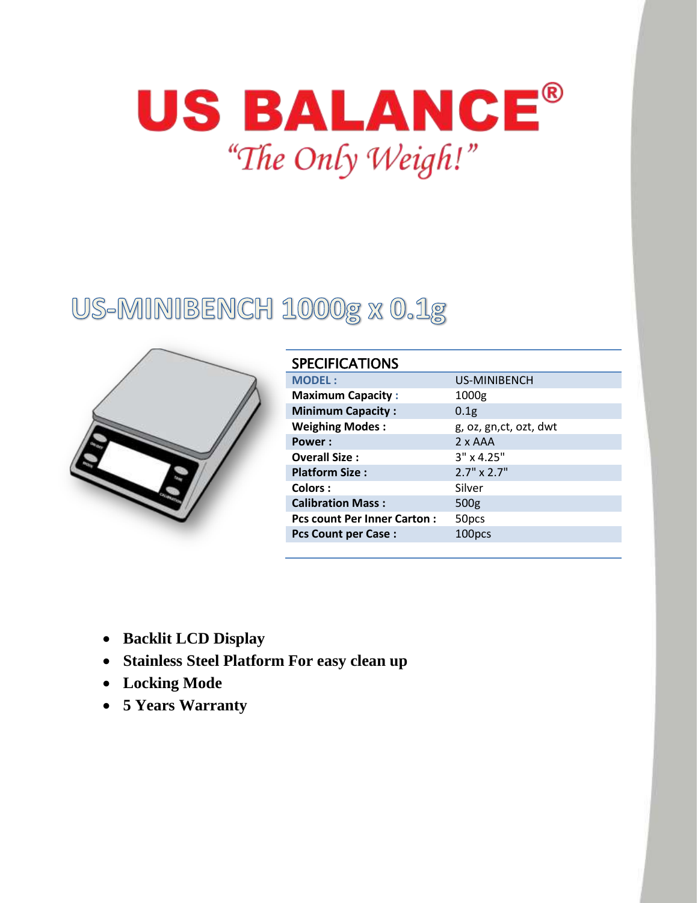# US BALANCE®

*"The Only Weigh!"*

## US-MINIBENCH 1000g x 0.1g

| SPECIFICATIONS | |
|---|---|
| **MODEL :** | US-MINIBENCH |
| **Maximum Capacity :** | 1000g |
| **Minimum Capacity :** | 0.1g |
| **Weighing Modes :** | g, oz, gn,ct, ozt, dwt |
| **Power :** | 2 x AAA |
| **Overall Size :** | 3" x 4.25" |
| **Platform Size :** | 2.7" x 2.7" |
| **Colors :** | Silver |
| **Calibration Mass :** | 500g |
| **Pcs count Per Inner Carton :** | 50pcs |
| **Pcs Count per Case :** | 100pcs |

- **Backlit LCD Display**
- **Stainless Steel Platform For easy clean up**
- **Locking Mode**
- **5 Years Warranty**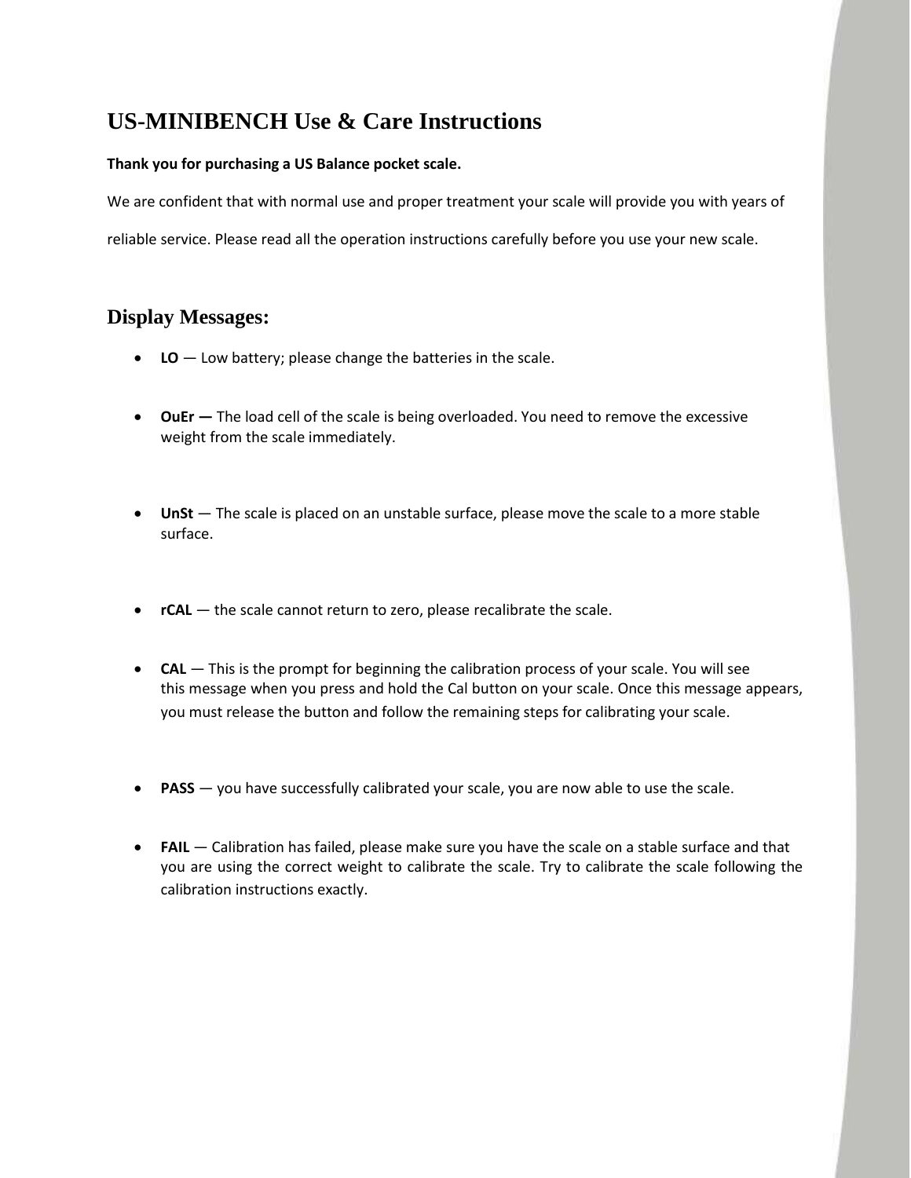# US-MINIBENCH Use & Care Instructions

**Thank you for purchasing a US Balance pocket scale.**

We are confident that with normal use and proper treatment your scale will provide you with years of reliable service. Please read all the operation instructions carefully before you use your new scale.

## Display Messages:

- **LO** — Low battery; please change the batteries in the scale.
- **OuEr —** The load cell of the scale is being overloaded. You need to remove the excessive weight from the scale immediately.
- **UnSt** — The scale is placed on an unstable surface, please move the scale to a more stable surface.
- **rCAL** — the scale cannot return to zero, please recalibrate the scale.
- **CAL** — This is the prompt for beginning the calibration process of your scale. You will see this message when you press and hold the Cal button on your scale. Once this message appears, you must release the button and follow the remaining steps for calibrating your scale.
- **PASS** — you have successfully calibrated your scale, you are now able to use the scale.
- **FAIL** — Calibration has failed, please make sure you have the scale on a stable surface and that you are using the correct weight to calibrate the scale. Try to calibrate the scale following the calibration instructions exactly.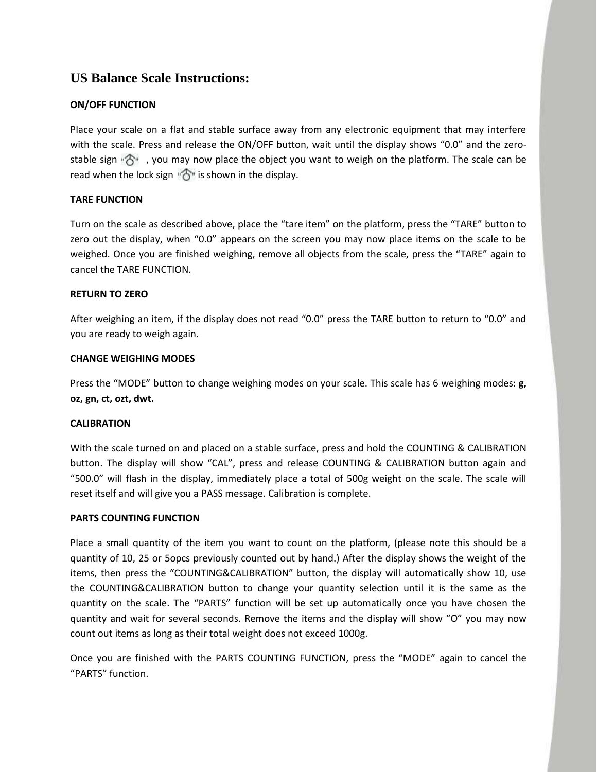# US Balance Scale Instructions:

**ON/OFF FUNCTION**

Place your scale on a flat and stable surface away from any electronic equipment that may interfere with the scale. Press and release the ON/OFF button, wait until the display shows "0.0" and the zero-stable sign "◌", you may now place the object you want to weigh on the platform. The scale can be read when the lock sign "◌" is shown in the display.

**TARE FUNCTION**

Turn on the scale as described above, place the "tare item" on the platform, press the "TARE" button to zero out the display, when "0.0" appears on the screen you may now place items on the scale to be weighed. Once you are finished weighing, remove all objects from the scale, press the "TARE" again to cancel the TARE FUNCTION.

**RETURN TO ZERO**

After weighing an item, if the display does not read "0.0" press the TARE button to return to "0.0" and you are ready to weigh again.

**CHANGE WEIGHING MODES**

Press the "MODE" button to change weighing modes on your scale. This scale has 6 weighing modes: **g, oz, gn, ct, ozt, dwt.**

**CALIBRATION**

With the scale turned on and placed on a stable surface, press and hold the COUNTING & CALIBRATION button. The display will show "CAL", press and release COUNTING & CALIBRATION button again and "500.0" will flash in the display, immediately place a total of 500g weight on the scale. The scale will reset itself and will give you a PASS message. Calibration is complete.

**PARTS COUNTING FUNCTION**

Place a small quantity of the item you want to count on the platform, (please note this should be a quantity of 10, 25 or 5opcs previously counted out by hand.) After the display shows the weight of the items, then press the "COUNTING&CALIBRATION" button, the display will automatically show 10, use the COUNTING&CALIBRATION button to change your quantity selection until it is the same as the quantity on the scale. The "PARTS" function will be set up automatically once you have chosen the quantity and wait for several seconds. Remove the items and the display will show "O" you may now count out items as long as their total weight does not exceed 1000g.

Once you are finished with the PARTS COUNTING FUNCTION, press the "MODE" again to cancel the "PARTS" function.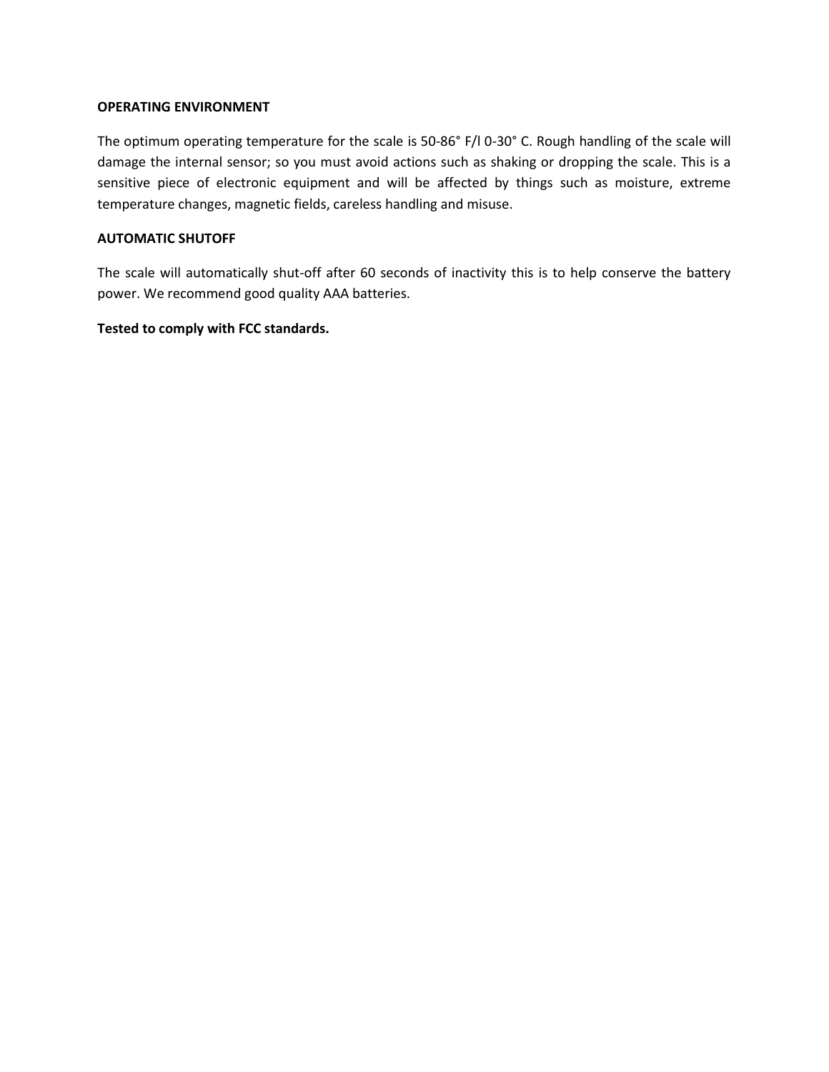**OPERATING ENVIRONMENT**

The optimum operating temperature for the scale is 50-86° F/l 0-30° C. Rough handling of the scale will damage the internal sensor; so you must avoid actions such as shaking or dropping the scale. This is a sensitive piece of electronic equipment and will be affected by things such as moisture, extreme temperature changes, magnetic fields, careless handling and misuse.

**AUTOMATIC SHUTOFF**

The scale will automatically shut-off after 60 seconds of inactivity this is to help conserve the battery power. We recommend good quality AAA batteries.

**Tested to comply with FCC standards.**